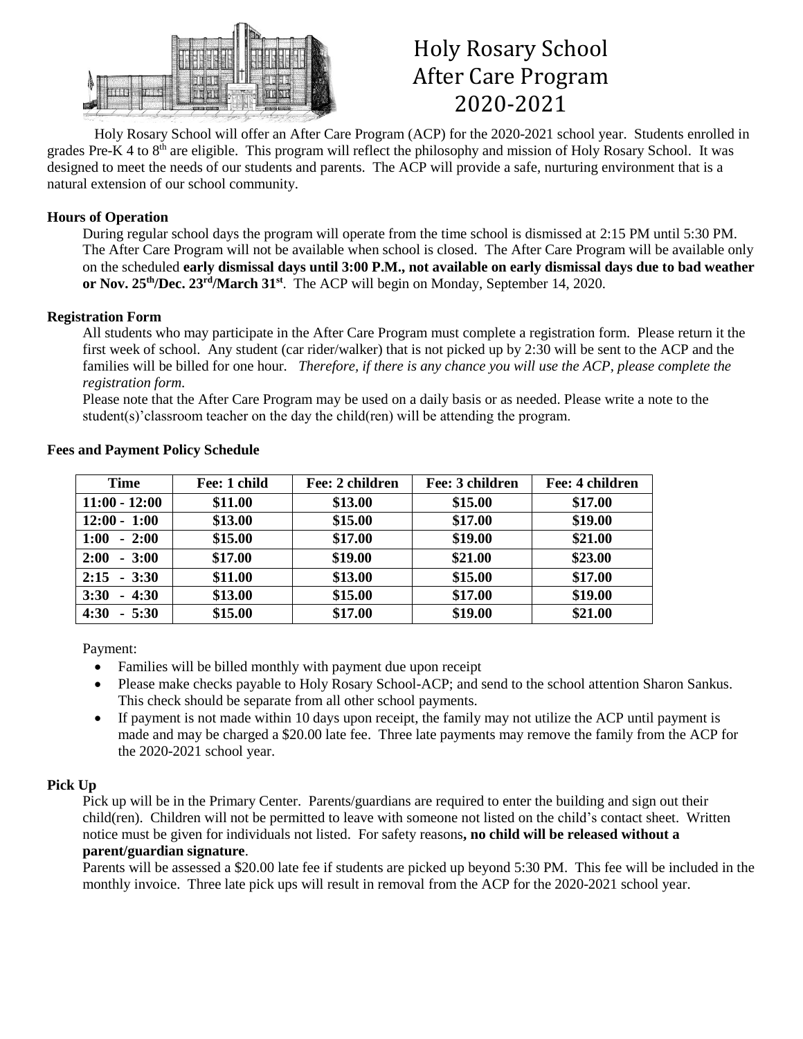# Holy Rosary School After Care Program 2020-2021

Holy Rosary School will offer an After Care Program (ACP) for the 2020-2021 school year. Students enrolled in grades Pre-K 4 to 8th are eligible. This program will reflect the philosophy and mission of Holy Rosary School. It was designed to meet the needs of our students and parents. The ACP will provide a safe, nurturing environment that is a natural extension of our school community.

**Hours of Operation**

During regular school days the program will operate from the time school is dismissed at 2:15 PM until 5:30 PM. The After Care Program will not be available when school is closed. The After Care Program will be available only on the scheduled **early dismissal days until 3:00 P.M., not available on early dismissal days due to bad weather or Nov. 25th/Dec. 23rd/March 31st**. The ACP will begin on Monday, September 14, 2020.

**Registration Form**

All students who may participate in the After Care Program must complete a registration form. Please return it the first week of school. Any student (car rider/walker) that is not picked up by 2:30 will be sent to the ACP and the families will be billed for one hour. *Therefore, if there is any chance you will use the ACP, please complete the registration form.*

Please note that the After Care Program may be used on a daily basis or as needed. Please write a note to the student(s)'classroom teacher on the day the child(ren) will be attending the program.

**Fees and Payment Policy Schedule**

| Time | Fee: 1 child | Fee: 2 children | Fee: 3 children | Fee: 4 children |
|---|---|---|---|---|
| 11:00 - 12:00 | $11.00 | $13.00 | $15.00 | $17.00 |
| 12:00 - 1:00 | $13.00 | $15.00 | $17.00 | $19.00 |
| 1:00 - 2:00 | $15.00 | $17.00 | $19.00 | $21.00 |
| 2:00 - 3:00 | $17.00 | $19.00 | $21.00 | $23.00 |
| 2:15 - 3:30 | $11.00 | $13.00 | $15.00 | $17.00 |
| 3:30 - 4:30 | $13.00 | $15.00 | $17.00 | $19.00 |
| 4:30 - 5:30 | $15.00 | $17.00 | $19.00 | $21.00 |

Payment:

- Families will be billed monthly with payment due upon receipt
- Please make checks payable to Holy Rosary School-ACP; and send to the school attention Sharon Sankus. This check should be separate from all other school payments.
- If payment is not made within 10 days upon receipt, the family may not utilize the ACP until payment is made and may be charged a $20.00 late fee. Three late payments may remove the family from the ACP for the 2020-2021 school year.

**Pick Up**

Pick up will be in the Primary Center. Parents/guardians are required to enter the building and sign out their child(ren). Children will not be permitted to leave with someone not listed on the child's contact sheet. Written notice must be given for individuals not listed. For safety reasons**, no child will be released without a parent/guardian signature**.

Parents will be assessed a $20.00 late fee if students are picked up beyond 5:30 PM. This fee will be included in the monthly invoice. Three late pick ups will result in removal from the ACP for the 2020-2021 school year.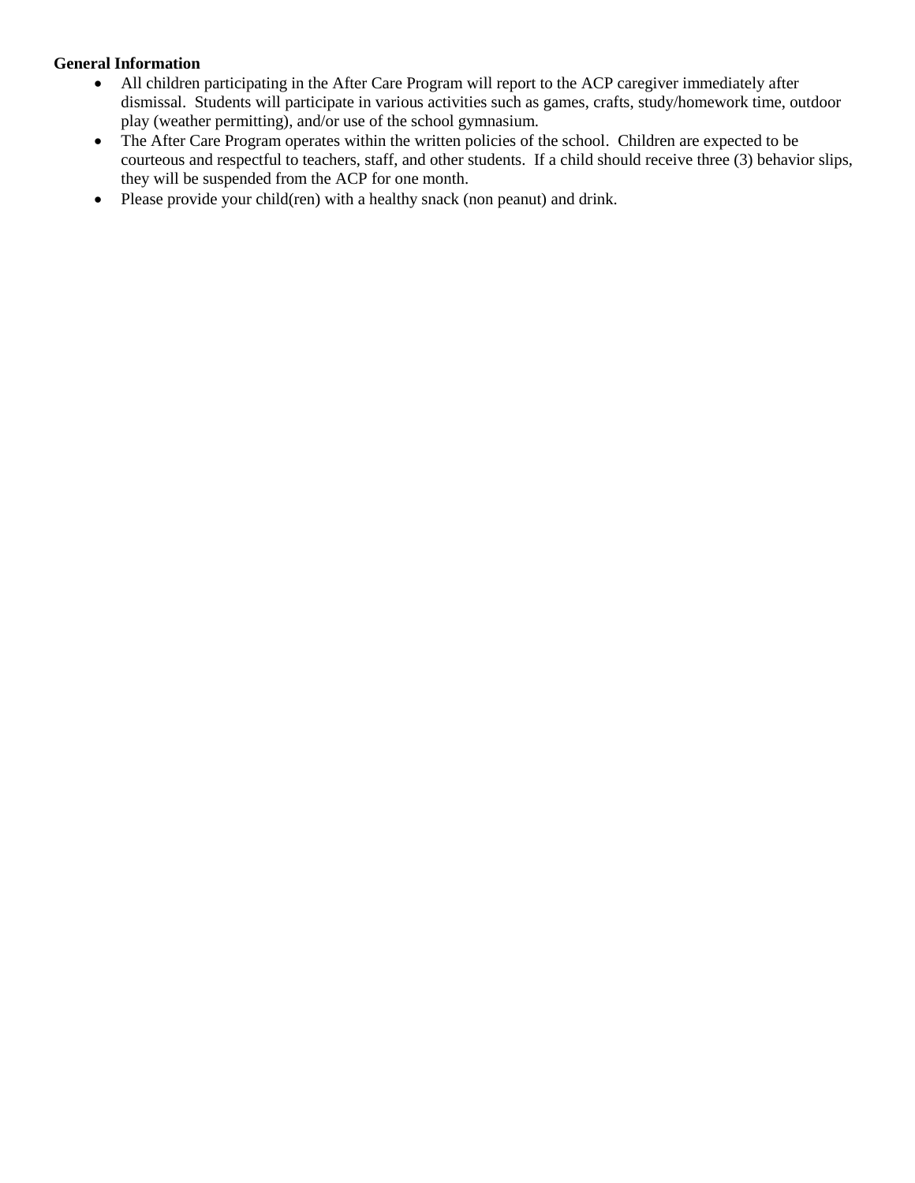**General Information**

- All children participating in the After Care Program will report to the ACP caregiver immediately after dismissal. Students will participate in various activities such as games, crafts, study/homework time, outdoor play (weather permitting), and/or use of the school gymnasium.
- The After Care Program operates within the written policies of the school. Children are expected to be courteous and respectful to teachers, staff, and other students. If a child should receive three (3) behavior slips, they will be suspended from the ACP for one month.
- Please provide your child(ren) with a healthy snack (non peanut) and drink.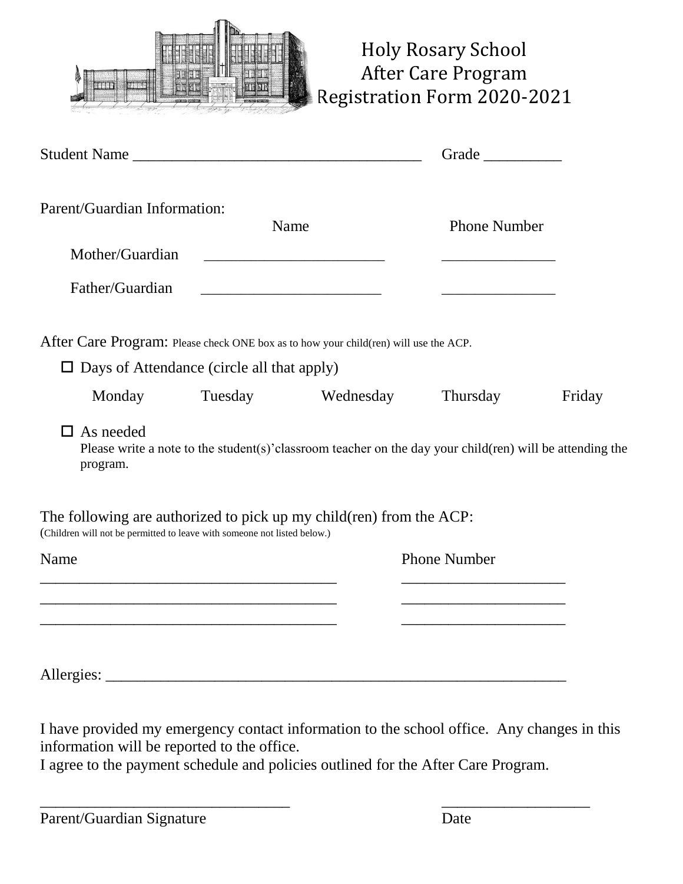# Holy Rosary School
# After Care Program
# Registration Form 2020-2021

Student Name _____________________________________ Grade __________

Parent/Guardian Information:

| | Name | Phone Number |
|---|---|---|
| Mother/Guardian | _______________________ | _______________ |
| Father/Guardian | _______________________ | _______________ |

After Care Program: Please check ONE box as to how your child(ren) will use the ACP.

☐ Days of Attendance (circle all that apply)

Monday Tuesday Wednesday Thursday Friday

☐ As needed
Please write a note to the student(s)'classroom teacher on the day your child(ren) will be attending the program.

The following are authorized to pick up my child(ren) from the ACP:
(Children will not be permitted to leave with someone not listed below.)

| Name | Phone Number |
|---|---|
| _______________________________________ | _____________________ |
| _______________________________________ | _____________________ |
| _______________________________________ | _____________________ |

Allergies: ____________________________________________________________

I have provided my emergency contact information to the school office. Any changes in this information will be reported to the office.
I agree to the payment schedule and policies outlined for the After Care Program.

_________________________________ ___________________
Parent/Guardian Signature Date